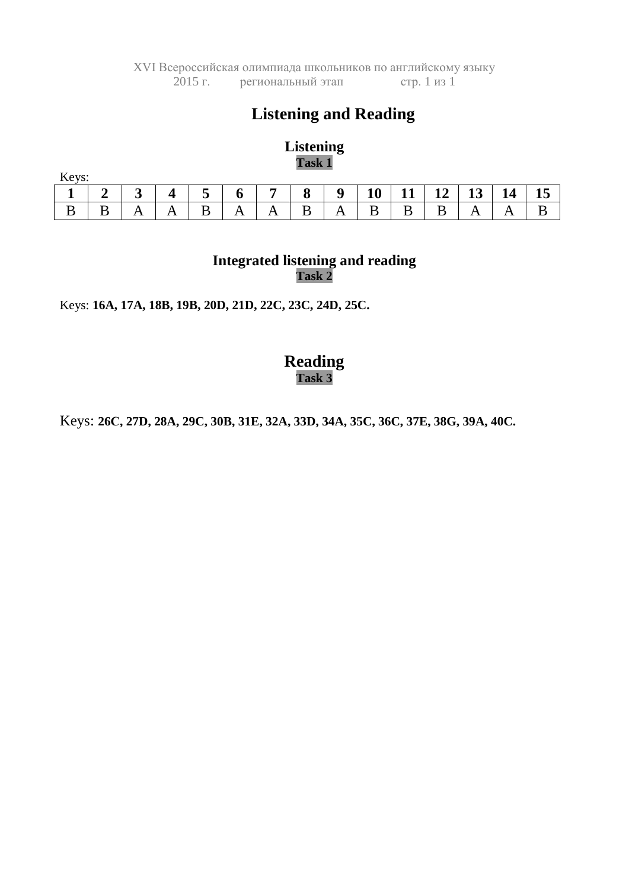# Listening and Reading

## Listening

### Task 1

Keys:

| 1 | 2 | 3 | 4 | 5 | 6 | 7 | 8 | 9 | 10 | 11 | 12 | 13 | 14 | 15 |
|---|---|---|---|---|---|---|---|---|---|---|---|---|---|---|
| B | B | A | A | B | A | A | B | A | B | B | B | A | A | B |

## Integrated listening and reading

### Task 2

Keys: **16A, 17A, 18B, 19B, 20D, 21D, 22C, 23C, 24D, 25C.**

## Reading

### Task 3

Keys: **26C, 27D, 28A, 29C, 30B, 31E, 32A, 33D, 34A, 35C, 36C, 37E, 38G, 39A, 40C.**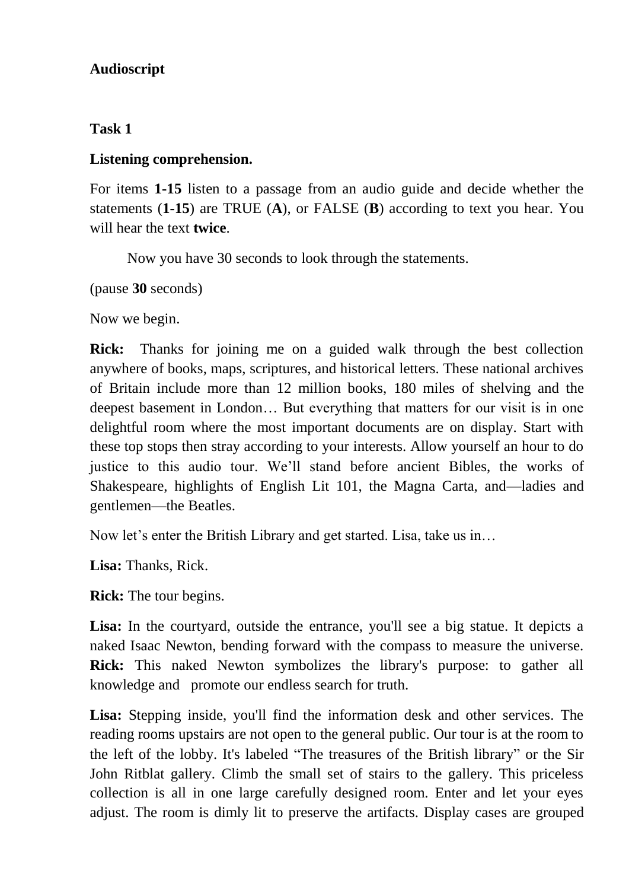**Audioscript**

**Task 1**

**Listening comprehension.**

For items **1-15** listen to a passage from an audio guide and decide whether the statements (**1-15**) are TRUE (**A**), or FALSE (**B**) according to text you hear. You will hear the text **twice**.

Now you have 30 seconds to look through the statements.

(pause **30** seconds)

Now we begin.

**Rick:** Thanks for joining me on a guided walk through the best collection anywhere of books, maps, scriptures, and historical letters. These national archives of Britain include more than 12 million books, 180 miles of shelving and the deepest basement in London… But everything that matters for our visit is in one delightful room where the most important documents are on display. Start with these top stops then stray according to your interests. Allow yourself an hour to do justice to this audio tour. We'll stand before ancient Bibles, the works of Shakespeare, highlights of English Lit 101, the Magna Carta, and—ladies and gentlemen—the Beatles.

Now let's enter the British Library and get started. Lisa, take us in…

**Lisa:** Thanks, Rick.

**Rick:** The tour begins.

**Lisa:** In the courtyard, outside the entrance, you'll see a big statue. It depicts a naked Isaac Newton, bending forward with the compass to measure the universe.

**Rick:** This naked Newton symbolizes the library's purpose: to gather all knowledge and promote our endless search for truth.

**Lisa:** Stepping inside, you'll find the information desk and other services. The reading rooms upstairs are not open to the general public. Our tour is at the room to the left of the lobby. It's labeled "The treasures of the British library" or the Sir John Ritblat gallery. Climb the small set of stairs to the gallery. This priceless collection is all in one large carefully designed room. Enter and let your eyes adjust. The room is dimly lit to preserve the artifacts. Display cases are grouped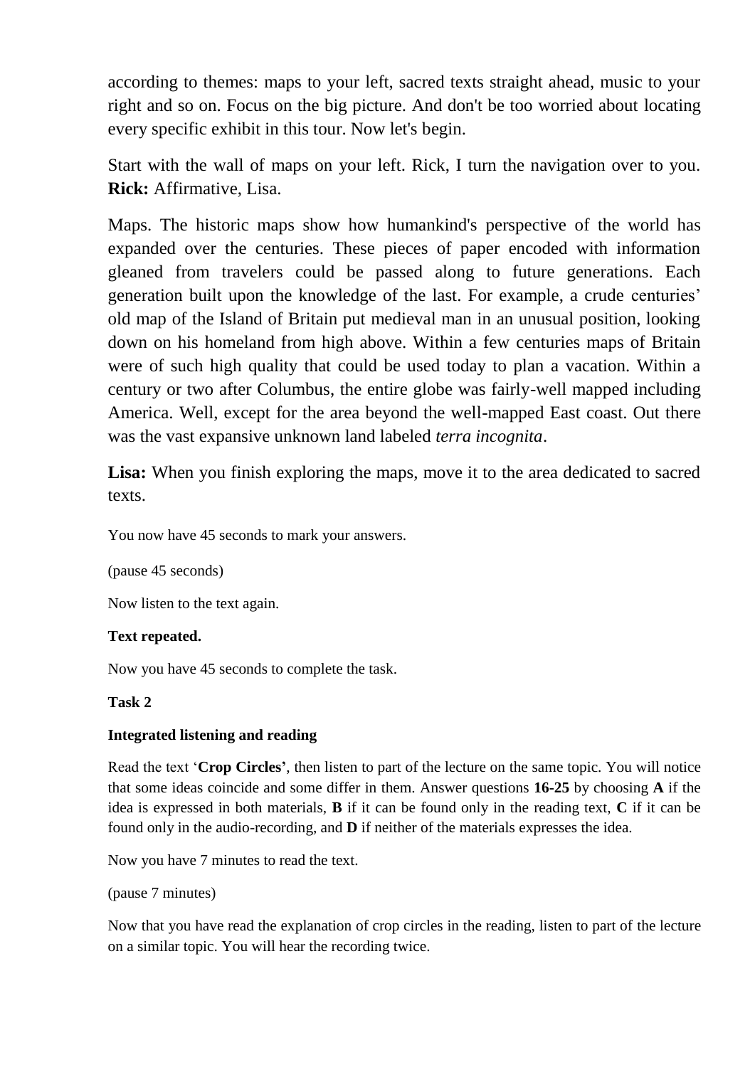according to themes: maps to your left, sacred texts straight ahead, music to your right and so on. Focus on the big picture. And don't be too worried about locating every specific exhibit in this tour. Now let's begin.

Start with the wall of maps on your left. Rick, I turn the navigation over to you. **Rick:** Affirmative, Lisa.

Maps. The historic maps show how humankind's perspective of the world has expanded over the centuries. These pieces of paper encoded with information gleaned from travelers could be passed along to future generations. Each generation built upon the knowledge of the last. For example, a crude centuries' old map of the Island of Britain put medieval man in an unusual position, looking down on his homeland from high above. Within a few centuries maps of Britain were of such high quality that could be used today to plan a vacation. Within a century or two after Columbus, the entire globe was fairly-well mapped including America. Well, except for the area beyond the well-mapped East coast. Out there was the vast expansive unknown land labeled *terra incognita*.

**Lisa:** When you finish exploring the maps, move it to the area dedicated to sacred texts.

You now have 45 seconds to mark your answers.

(pause 45 seconds)

Now listen to the text again.

**Text repeated.**

Now you have 45 seconds to complete the task.

**Task 2**

**Integrated listening and reading**

Read the text '**Crop Circles'**, then listen to part of the lecture on the same topic. You will notice that some ideas coincide and some differ in them. Answer questions **16-25** by choosing **A** if the idea is expressed in both materials, **B** if it can be found only in the reading text, **C** if it can be found only in the audio-recording, and **D** if neither of the materials expresses the idea.

Now you have 7 minutes to read the text.

(pause 7 minutes)

Now that you have read the explanation of crop circles in the reading, listen to part of the lecture on a similar topic. You will hear the recording twice.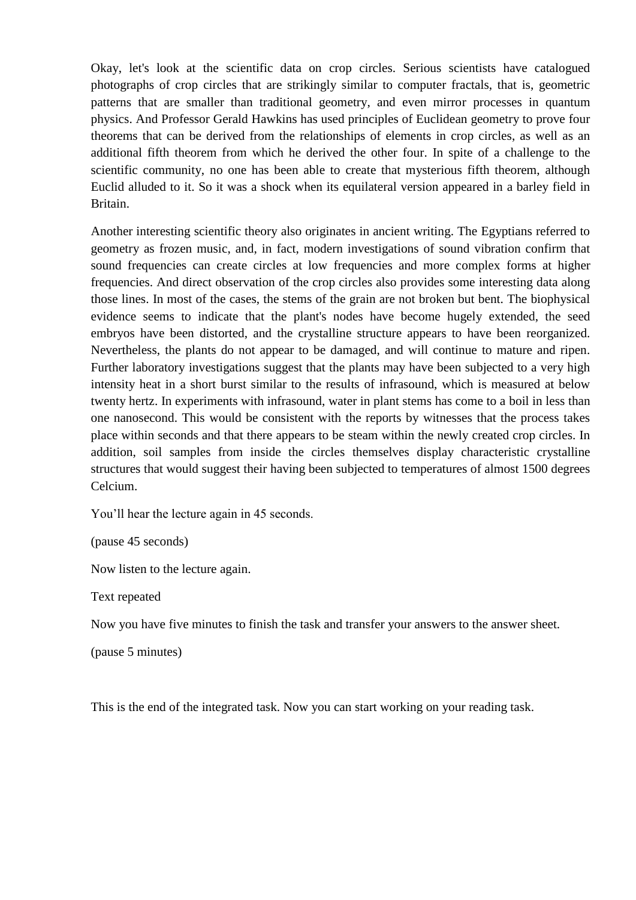Okay, let's look at the scientific data on crop circles. Serious scientists have catalogued photographs of crop circles that are strikingly similar to computer fractals, that is, geometric patterns that are smaller than traditional geometry, and even mirror processes in quantum physics. And Professor Gerald Hawkins has used principles of Euclidean geometry to prove four theorems that can be derived from the relationships of elements in crop circles, as well as an additional fifth theorem from which he derived the other four. In spite of a challenge to the scientific community, no one has been able to create that mysterious fifth theorem, although Euclid alluded to it. So it was a shock when its equilateral version appeared in a barley field in Britain.

Another interesting scientific theory also originates in ancient writing. The Egyptians referred to geometry as frozen music, and, in fact, modern investigations of sound vibration confirm that sound frequencies can create circles at low frequencies and more complex forms at higher frequencies. And direct observation of the crop circles also provides some interesting data along those lines. In most of the cases, the stems of the grain are not broken but bent. The biophysical evidence seems to indicate that the plant's nodes have become hugely extended, the seed embryos have been distorted, and the crystalline structure appears to have been reorganized. Nevertheless, the plants do not appear to be damaged, and will continue to mature and ripen. Further laboratory investigations suggest that the plants may have been subjected to a very high intensity heat in a short burst similar to the results of infrasound, which is measured at below twenty hertz. In experiments with infrasound, water in plant stems has come to a boil in less than one nanosecond. This would be consistent with the reports by witnesses that the process takes place within seconds and that there appears to be steam within the newly created crop circles. In addition, soil samples from inside the circles themselves display characteristic crystalline structures that would suggest their having been subjected to temperatures of almost 1500 degrees Celcium.

You'll hear the lecture again in 45 seconds.

(pause 45 seconds)

Now listen to the lecture again.

Text repeated

Now you have five minutes to finish the task and transfer your answers to the answer sheet.

(pause 5 minutes)

This is the end of the integrated task. Now you can start working on your reading task.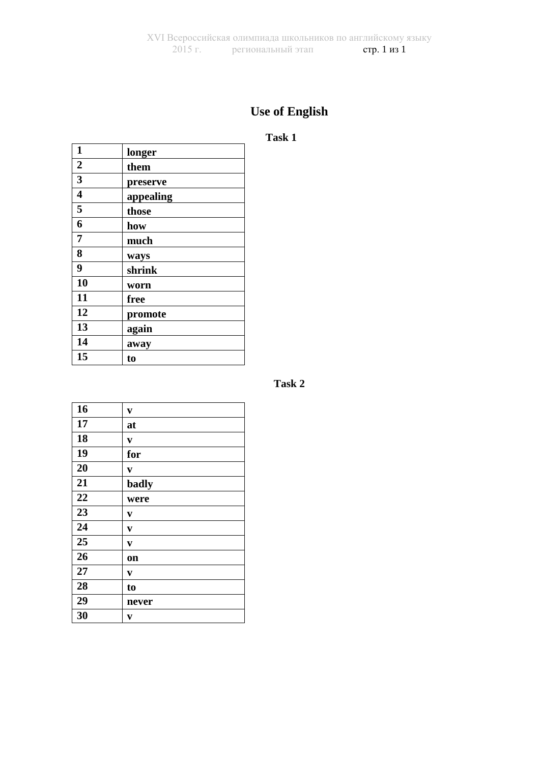# Use of English

## Task 1

| | |
|---|---|
| **1** | **longer** |
| **2** | **them** |
| **3** | **preserve** |
| **4** | **appealing** |
| **5** | **those** |
| **6** | **how** |
| **7** | **much** |
| **8** | **ways** |
| **9** | **shrink** |
| **10** | **worn** |
| **11** | **free** |
| **12** | **promote** |
| **13** | **again** |
| **14** | **away** |
| **15** | **to** |

## Task 2

| | |
|---|---|
| **16** | **v** |
| **17** | **at** |
| **18** | **v** |
| **19** | **for** |
| **20** | **v** |
| **21** | **badly** |
| **22** | **were** |
| **23** | **v** |
| **24** | **v** |
| **25** | **v** |
| **26** | **on** |
| **27** | **v** |
| **28** | **to** |
| **29** | **never** |
| **30** | **v** |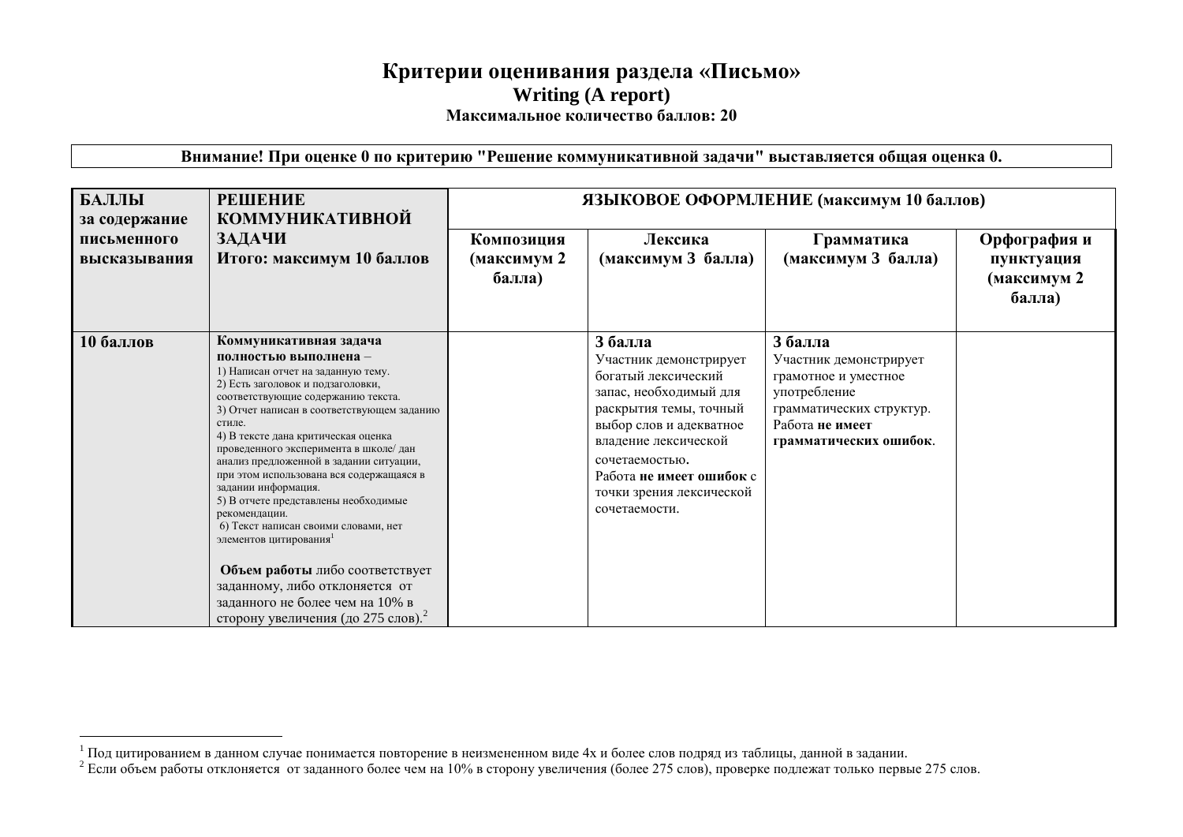# Критерии оценивания раздела «Письмо»

## Writing (A report)

**Максимальное количество баллов: 20**

**Внимание! При оценке 0 по критерию "Решение коммуникативной задачи" выставляется общая оценка 0.**

| БАЛЛЫ за содержание письменного высказывания | РЕШЕНИЕ КОММУНИКАТИВНОЙ ЗАДАЧИ Итого: максимум 10 баллов | ЯЗЫКОВОЕ ОФОРМЛЕНИЕ (максимум 10 баллов) | | | |
|---|---|---|---|---|---|
| | | Композиция (максимум 2 балла) | Лексика (максимум 3 балла) | Грамматика (максимум 3 балла) | Орфография и пунктуация (максимум 2 балла) |
| **10 баллов** | **Коммуникативная задача полностью выполнена** – 1) Написан отчет на заданную тему. 2) Есть заголовок и подзаголовки, соответствующие содержанию текста. 3) Отчет написан в соответствующем заданию стиле. 4) В тексте дана критическая оценка проведенного эксперимента в школе/ дан анализ предложенной в задании ситуации, при этом использована вся содержащаяся в задании информация. 5) В отчете представлены необходимые рекомендации. 6) Текст написан своими словами, нет элементов цитирования[1] <br><br> **Объем работы** либо соответствует заданному, либо отклоняется от заданного не более чем на 10% в сторону увеличения (до 275 слов).[2] | | **3 балла** Участник демонстрирует богатый лексический запас, необходимый для раскрытия темы, точный выбор слов и адекватное владение лексической сочетаемостью. Работа **не имеет ошибок** с точки зрения лексической сочетаемости. | **3 балла** Участник демонстрирует грамотное и уместное употребление грамматических структур. Работа **не имеет грамматических ошибок**. | |

[1] Под цитированием в данном случае понимается повторение в неизмененном виде 4х и более слов подряд из таблицы, данной в задании.

[2] Если объем работы отклоняется от заданного более чем на 10% в сторону увеличения (более 275 слов), проверке подлежат только первые 275 слов.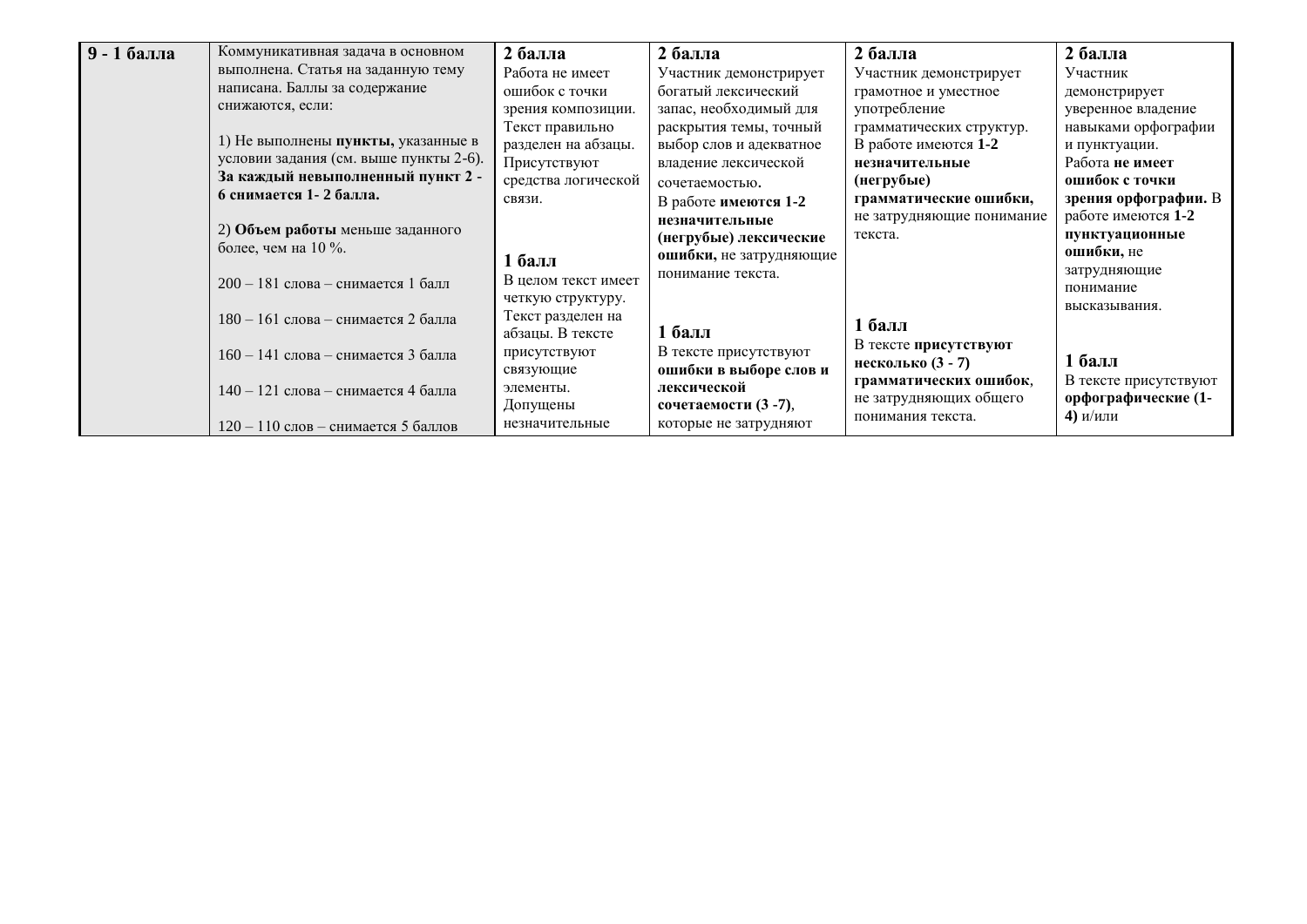| 9 - 1 балла | Коммуникативная задача в основном выполнена. Статья на заданную тему написана. Баллы за содержание снижаются, если:<br><br>1) Не выполнены **пункты,** указанные в условии задания (см. выше пункты 2-6). **За каждый невыполненный пункт 2 - 6 снимается 1- 2 балла.**<br><br>2) **Объем работы** меньше заданного более, чем на 10 %.<br><br>200 – 181 слова – снимается 1 балл<br><br>180 – 161 слова – снимается 2 балла<br><br>160 – 141 слова – снимается 3 балла<br><br>140 – 121 слова – снимается 4 балла<br><br>120 – 110 слов – снимается 5 баллов | **2 балла**<br>Работа не имеет ошибок с точки зрения композиции. Текст правильно разделен на абзацы. Присутствуют средства логической связи.<br><br>**1 балл**<br>В целом текст имеет четкую структуру. Текст разделен на абзацы. В тексте присутствуют связующие элементы. Допущены незначительные | **2 балла**<br>Участник демонстрирует богатый лексический запас, необходимый для раскрытия темы, точный выбор слов и адекватное владение лексической сочетаемостью**.**<br>В работе **имеются 1-2 незначительные (негрубые) лексические ошибки,** не затрудняющие понимание текста.<br><br>**1 балл**<br>В тексте присутствуют **ошибки в выборе слов и лексической сочетаемости (3 -7)**, которые не затрудняют | **2 балла**<br>Участник демонстрирует грамотное и уместное употребление грамматических структур.<br>В работе имеются **1-2 незначительные (негрубые) грамматические ошибки,** не затрудняющие понимание текста.<br><br>**1 балл**<br>В тексте **присутствуют несколько (3 - 7) грамматических ошибок**, не затрудняющих общего понимания текста. | **2 балла**<br>Участник демонстрирует уверенное владение навыками орфографии и пунктуации.<br>Работа **не имеет ошибок с точки зрения орфографии.** В работе имеются **1-2 пунктуационные ошибки,** не затрудняющие понимание высказывания.<br><br>**1 балл**<br>В тексте присутствуют **орфографические (1-4)** и/или |
|---|---|---|---|---|---|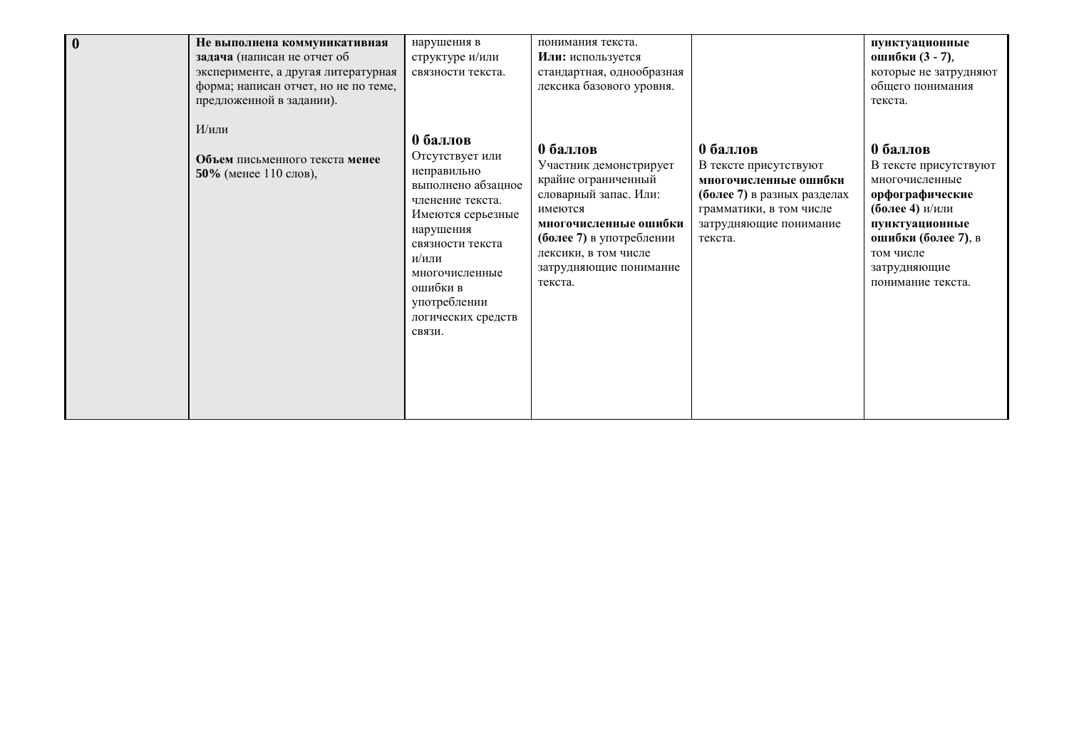| | | | | | |
|---|---|---|---|---|---|
| **0** | **Не выполнена коммуникативная задача** (написан не отчет об эксперименте, а другая литературная форма; написан отчет, но не по теме, предложенной в задании).<br><br>И/или<br><br>**Объем** письменного текста **менее 50%** (менее 110 слов), | нарушения в структуре и/или связности текста.<br><br>**0 баллов**<br>Отсутствует или неправильно выполнено абзацное членение текста. Имеются серьезные нарушения связности текста и/или многочисленные ошибки в употреблении логических средств связи. | понимания текста.<br>**Или:** используется стандартная, однообразная лексика базового уровня.<br><br>**0 баллов**<br>Участник демонстрирует крайне ограниченный словарный запас. Или: имеются **многочисленные ошибки (более 7)** в употреблении лексики, в том числе затрудняющие понимание текста. | **0 баллов**<br>В тексте присутствуют **многочисленные ошибки (более 7)** в разных разделах грамматики, в том числе затрудняющие понимание текста. | **пунктуационные ошибки (3 - 7)**, которые не затрудняют общего понимания текста.<br><br>**0 баллов**<br>В тексте присутствуют многочисленные **орфографические (более 4)** и/или **пунктуационные ошибки (более 7)**, в том числе затрудняющие понимание текста. |